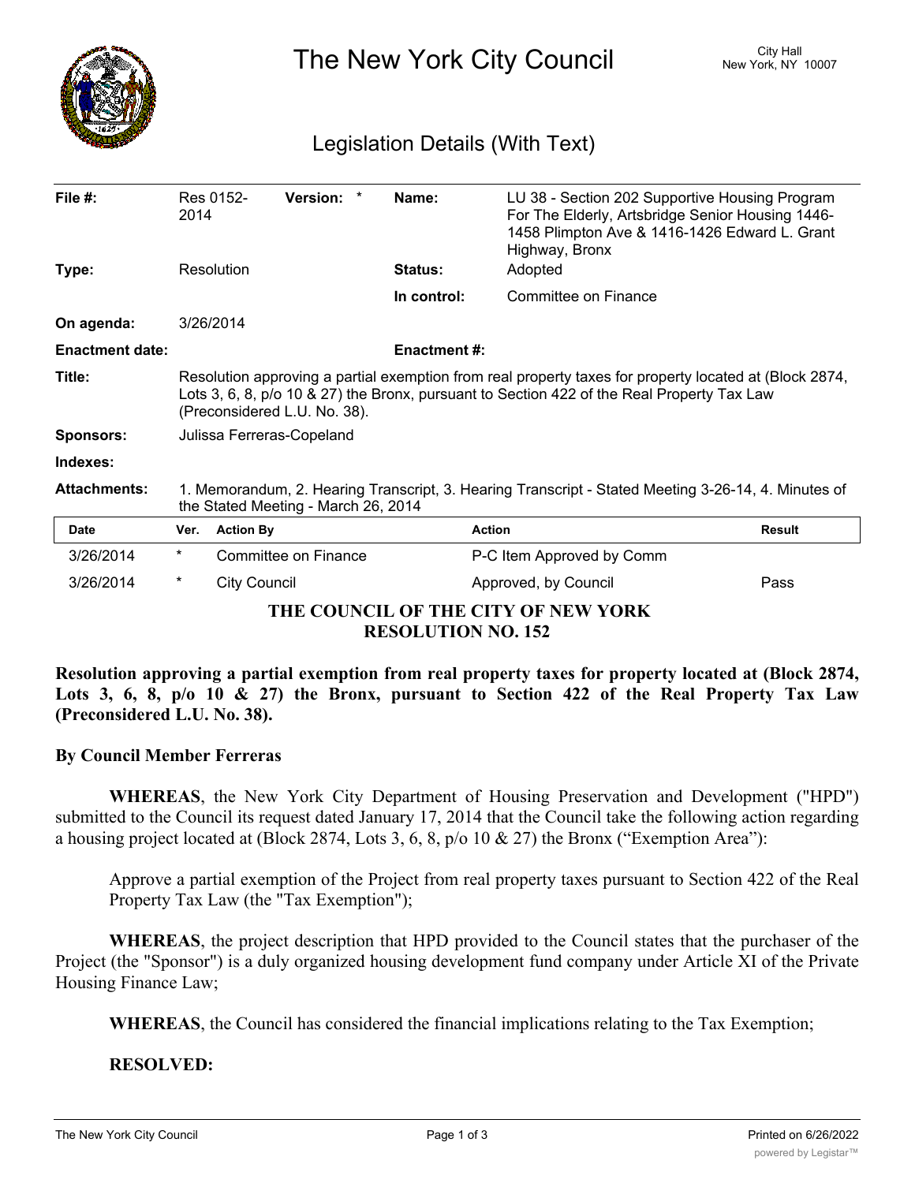# The New York City Council

City Hall
New York, NY 10007

## Legislation Details (With Text)

| | | | |
|---|---|---|---|
| **File #:** | Res 0152-2014 **Version:** * | **Name:** | LU 38 - Section 202 Supportive Housing Program For The Elderly, Artsbridge Senior Housing 1446-1458 Plimpton Ave & 1416-1426 Edward L. Grant Highway, Bronx |
| **Type:** | Resolution | **Status:** | Adopted |
| | | **In control:** | Committee on Finance |
| **On agenda:** | 3/26/2014 | | |
| **Enactment date:** | | **Enactment #:** | |

**Title:** Resolution approving a partial exemption from real property taxes for property located at (Block 2874, Lots 3, 6, 8, p/o 10 & 27) the Bronx, pursuant to Section 422 of the Real Property Tax Law (Preconsidered L.U. No. 38).

**Sponsors:** Julissa Ferreras-Copeland

**Indexes:**

**Attachments:** 1. Memorandum, 2. Hearing Transcript, 3. Hearing Transcript - Stated Meeting 3-26-14, 4. Minutes of the Stated Meeting - March 26, 2014

| Date | Ver. | Action By | Action | Result |
|---|---|---|---|---|
| 3/26/2014 | * | Committee on Finance | P-C Item Approved by Comm | |
| 3/26/2014 | * | City Council | Approved, by Council | Pass |

**THE COUNCIL OF THE CITY OF NEW YORK**
**RESOLUTION NO. 152**

**Resolution approving a partial exemption from real property taxes for property located at (Block 2874, Lots 3, 6, 8, p/o 10 & 27) the Bronx, pursuant to Section 422 of the Real Property Tax Law (Preconsidered L.U. No. 38).**

**By Council Member Ferreras**

**WHEREAS**, the New York City Department of Housing Preservation and Development ("HPD") submitted to the Council its request dated January 17, 2014 that the Council take the following action regarding a housing project located at (Block 2874, Lots 3, 6, 8, p/o 10 & 27) the Bronx ("Exemption Area"):

Approve a partial exemption of the Project from real property taxes pursuant to Section 422 of the Real Property Tax Law (the "Tax Exemption");

**WHEREAS**, the project description that HPD provided to the Council states that the purchaser of the Project (the "Sponsor") is a duly organized housing development fund company under Article XI of the Private Housing Finance Law;

**WHEREAS**, the Council has considered the financial implications relating to the Tax Exemption;

**RESOLVED:**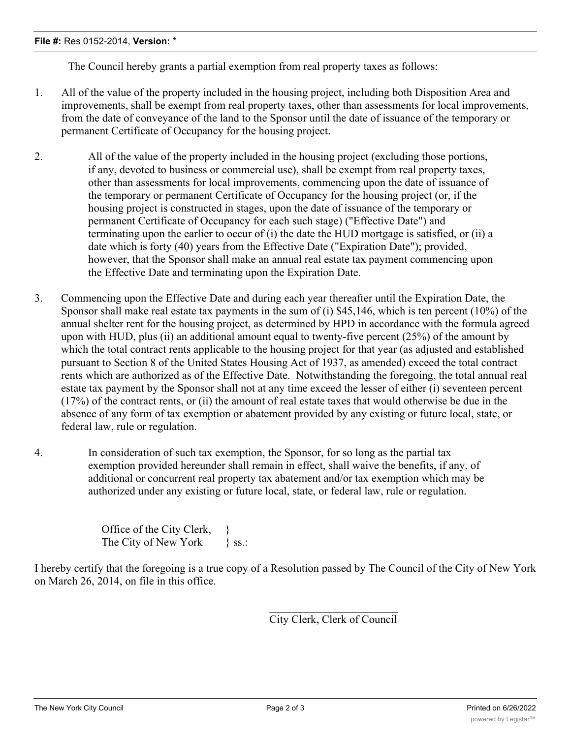The Council hereby grants a partial exemption from real property taxes as follows:

1. All of the value of the property included in the housing project, including both Disposition Area and improvements, shall be exempt from real property taxes, other than assessments for local improvements, from the date of conveyance of the land to the Sponsor until the date of issuance of the temporary or permanent Certificate of Occupancy for the housing project.

2. All of the value of the property included in the housing project (excluding those portions, if any, devoted to business or commercial use), shall be exempt from real property taxes, other than assessments for local improvements, commencing upon the date of issuance of the temporary or permanent Certificate of Occupancy for the housing project (or, if the housing project is constructed in stages, upon the date of issuance of the temporary or permanent Certificate of Occupancy for each such stage) ("Effective Date") and terminating upon the earlier to occur of (i) the date the HUD mortgage is satisfied, or (ii) a date which is forty (40) years from the Effective Date ("Expiration Date"); provided, however, that the Sponsor shall make an annual real estate tax payment commencing upon the Effective Date and terminating upon the Expiration Date.

3. Commencing upon the Effective Date and during each year thereafter until the Expiration Date, the Sponsor shall make real estate tax payments in the sum of (i) $45,146, which is ten percent (10%) of the annual shelter rent for the housing project, as determined by HPD in accordance with the formula agreed upon with HUD, plus (ii) an additional amount equal to twenty-five percent (25%) of the amount by which the total contract rents applicable to the housing project for that year (as adjusted and established pursuant to Section 8 of the United States Housing Act of 1937, as amended) exceed the total contract rents which are authorized as of the Effective Date. Notwithstanding the foregoing, the total annual real estate tax payment by the Sponsor shall not at any time exceed the lesser of either (i) seventeen percent (17%) of the contract rents, or (ii) the amount of real estate taxes that would otherwise be due in the absence of any form of tax exemption or abatement provided by any existing or future local, state, or federal law, rule or regulation.

4. In consideration of such tax exemption, the Sponsor, for so long as the partial tax exemption provided hereunder shall remain in effect, shall waive the benefits, if any, of additional or concurrent real property tax abatement and/or tax exemption which may be authorized under any existing or future local, state, or federal law, rule or regulation.

Office of the City Clerk, }
The City of New York } ss.:

I hereby certify that the foregoing is a true copy of a Resolution passed by The Council of the City of New York on March 26, 2014, on file in this office.

\_\_\_\_\_\_\_\_\_\_\_\_\_\_\_\_\_\_\_\_\_\_\_\_\_

City Clerk, Clerk of Council